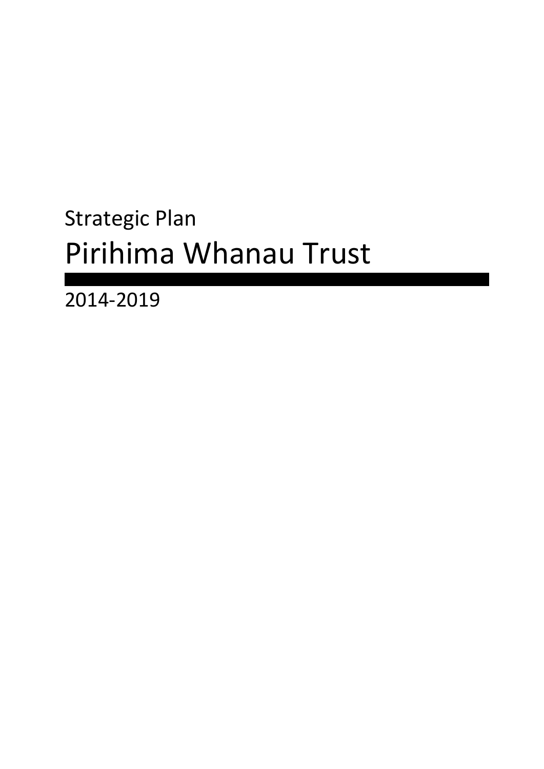Strategic Plan

# Pirihima Whanau Trust

2014-2019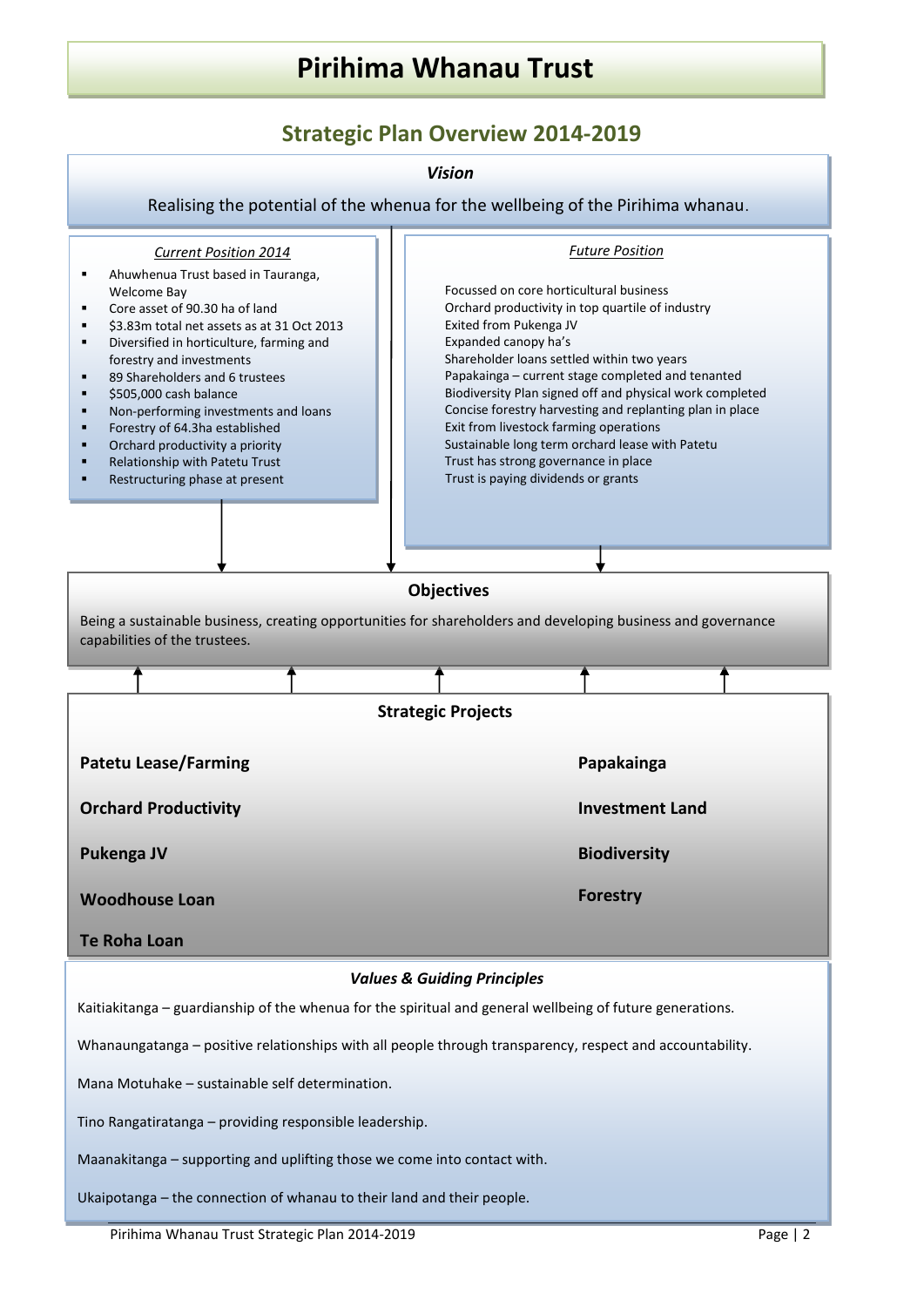# Pirihima Whanau Trust

## Strategic Plan Overview 2014-2019

### *Vision*

Realising the potential of the whenua for the wellbeing of the Pirihima whanau.

#### *Current Position 2014*

- Ahuwhenua Trust based in Tauranga, Welcome Bay
- Core asset of 90.30 ha of land
- $3.83m total net assets as at 31 Oct 2013
- Diversified in horticulture, farming and forestry and investments
- 89 Shareholders and 6 trustees
- $505,000 cash balance
- Non-performing investments and loans
- Forestry of 64.3ha established
- Orchard productivity a priority
- Relationship with Patetu Trust
- Restructuring phase at present

#### *Future Position*

Focussed on core horticultural business
Orchard productivity in top quartile of industry
Exited from Pukenga JV
Expanded canopy ha's
Shareholder loans settled within two years
Papakainga – current stage completed and tenanted
Biodiversity Plan signed off and physical work completed
Concise forestry harvesting and replanting plan in place
Exit from livestock farming operations
Sustainable long term orchard lease with Patetu
Trust has strong governance in place
Trust is paying dividends or grants

### Objectives

Being a sustainable business, creating opportunities for shareholders and developing business and governance capabilities of the trustees.

### Strategic Projects

**Patetu Lease/Farming**

**Orchard Productivity**

**Pukenga JV**

**Woodhouse Loan**

**Te Roha Loan**

**Papakainga**

**Investment Land**

**Biodiversity**

**Forestry**

### *Values & Guiding Principles*

Kaitiakitanga – guardianship of the whenua for the spiritual and general wellbeing of future generations.

Whanaungatanga – positive relationships with all people through transparency, respect and accountability.

Mana Motuhake – sustainable self determination.

Tino Rangatiratanga – providing responsible leadership.

Maanakitanga – supporting and uplifting those we come into contact with.

Ukaipotanga – the connection of whanau to their land and their people.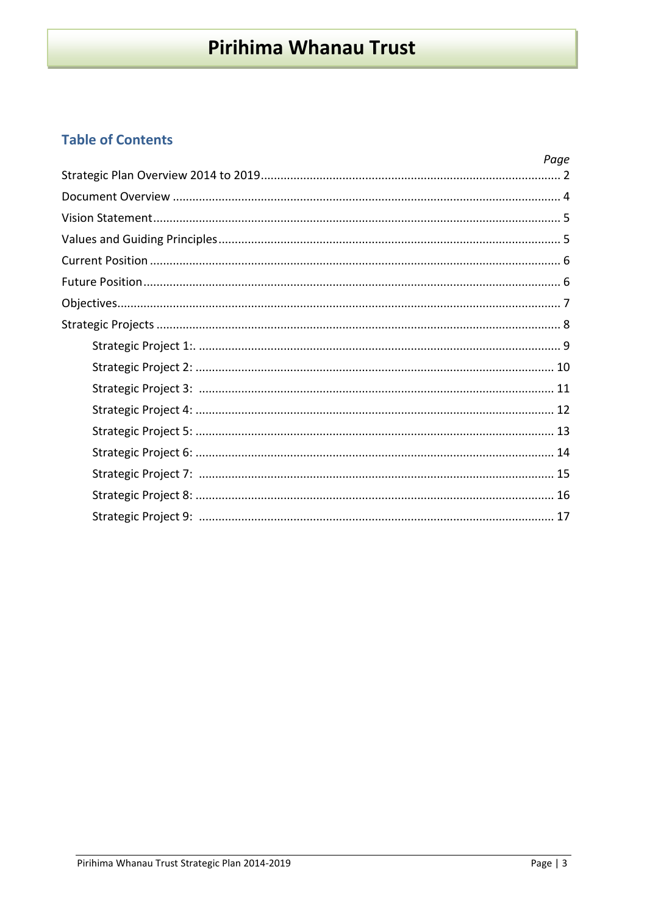# Pirihima Whanau Trust

## Table of Contents

| | Page |
|---|---|
| Strategic Plan Overview 2014 to 2019 | 2 |
| Document Overview | 4 |
| Vision Statement | 5 |
| Values and Guiding Principles | 5 |
| Current Position | 6 |
| Future Position | 6 |
| Objectives | 7 |
| Strategic Projects | 8 |
| Strategic Project 1:. | 9 |
| Strategic Project 2: | 10 |
| Strategic Project 3: | 11 |
| Strategic Project 4: | 12 |
| Strategic Project 5: | 13 |
| Strategic Project 6: | 14 |
| Strategic Project 7: | 15 |
| Strategic Project 8: | 16 |
| Strategic Project 9: | 17 |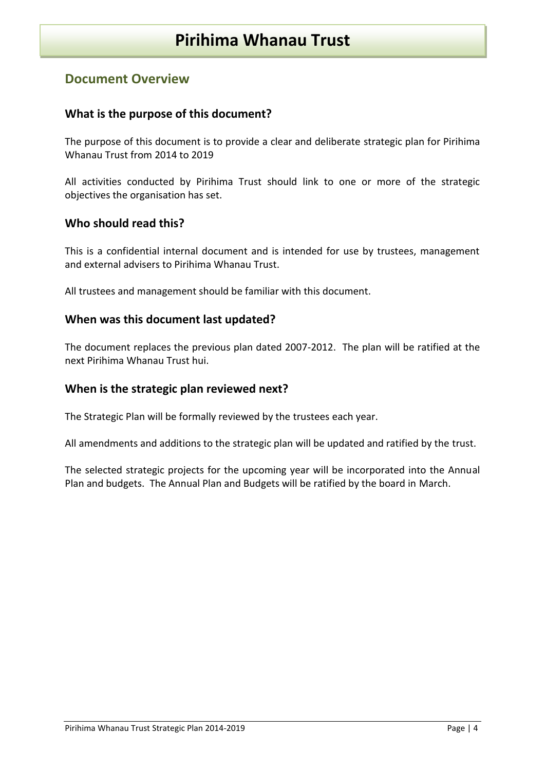# Pirihima Whanau Trust

## Document Overview

### What is the purpose of this document?

The purpose of this document is to provide a clear and deliberate strategic plan for Pirihima Whanau Trust from 2014 to 2019

All activities conducted by Pirihima Trust should link to one or more of the strategic objectives the organisation has set.

### Who should read this?

This is a confidential internal document and is intended for use by trustees, management and external advisers to Pirihima Whanau Trust.

All trustees and management should be familiar with this document.

### When was this document last updated?

The document replaces the previous plan dated 2007-2012. The plan will be ratified at the next Pirihima Whanau Trust hui.

### When is the strategic plan reviewed next?

The Strategic Plan will be formally reviewed by the trustees each year.

All amendments and additions to the strategic plan will be updated and ratified by the trust.

The selected strategic projects for the upcoming year will be incorporated into the Annual Plan and budgets. The Annual Plan and Budgets will be ratified by the board in March.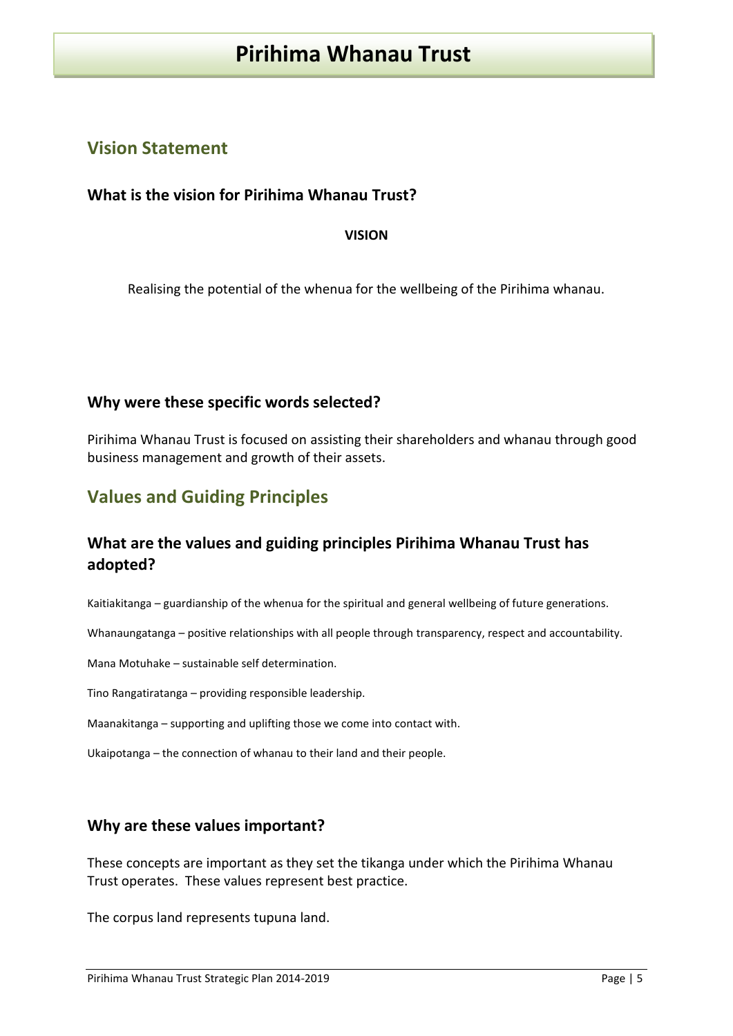# Pirihima Whanau Trust

## Vision Statement

### What is the vision for Pirihima Whanau Trust?

**VISION**

Realising the potential of the whenua for the wellbeing of the Pirihima whanau.

### Why were these specific words selected?

Pirihima Whanau Trust is focused on assisting their shareholders and whanau through good business management and growth of their assets.

## Values and Guiding Principles

### What are the values and guiding principles Pirihima Whanau Trust has adopted?

Kaitiakitanga – guardianship of the whenua for the spiritual and general wellbeing of future generations.

Whanaungatanga – positive relationships with all people through transparency, respect and accountability.

Mana Motuhake – sustainable self determination.

Tino Rangatiratanga – providing responsible leadership.

Maanakitanga – supporting and uplifting those we come into contact with.

Ukaipotanga – the connection of whanau to their land and their people.

### Why are these values important?

These concepts are important as they set the tikanga under which the Pirihima Whanau Trust operates. These values represent best practice.

The corpus land represents tupuna land.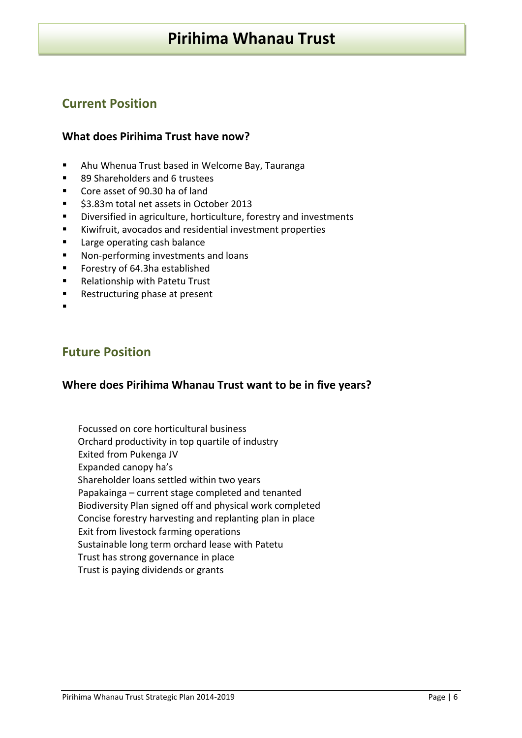# Pirihima Whanau Trust

## Current Position

### What does Pirihima Trust have now?

- Ahu Whenua Trust based in Welcome Bay, Tauranga
- 89 Shareholders and 6 trustees
- Core asset of 90.30 ha of land
- $3.83m total net assets in October 2013
- Diversified in agriculture, horticulture, forestry and investments
- Kiwifruit, avocados and residential investment properties
- Large operating cash balance
- Non-performing investments and loans
- Forestry of 64.3ha established
- Relationship with Patetu Trust
- Restructuring phase at present

## Future Position

### Where does Pirihima Whanau Trust want to be in five years?

Focussed on core horticultural business
Orchard productivity in top quartile of industry
Exited from Pukenga JV
Expanded canopy ha's
Shareholder loans settled within two years
Papakainga – current stage completed and tenanted
Biodiversity Plan signed off and physical work completed
Concise forestry harvesting and replanting plan in place
Exit from livestock farming operations
Sustainable long term orchard lease with Patetu
Trust has strong governance in place
Trust is paying dividends or grants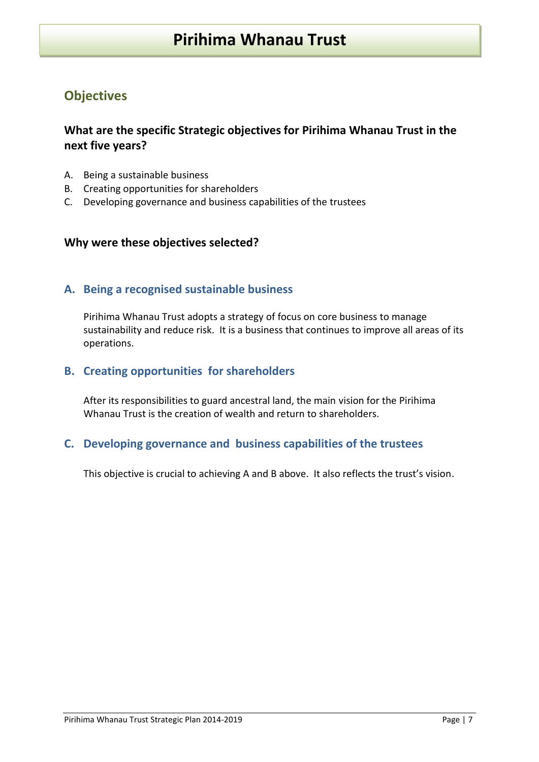# Pirihima Whanau Trust

## Objectives

### What are the specific Strategic objectives for Pirihima Whanau Trust in the next five years?

A. Being a sustainable business
B. Creating opportunities for shareholders
C. Developing governance and business capabilities of the trustees

### Why were these objectives selected?

### A. Being a recognised sustainable business

Pirihima Whanau Trust adopts a strategy of focus on core business to manage sustainability and reduce risk. It is a business that continues to improve all areas of its operations.

### B. Creating opportunities for shareholders

After its responsibilities to guard ancestral land, the main vision for the Pirihima Whanau Trust is the creation of wealth and return to shareholders.

### C. Developing governance and business capabilities of the trustees

This objective is crucial to achieving A and B above. It also reflects the trust's vision.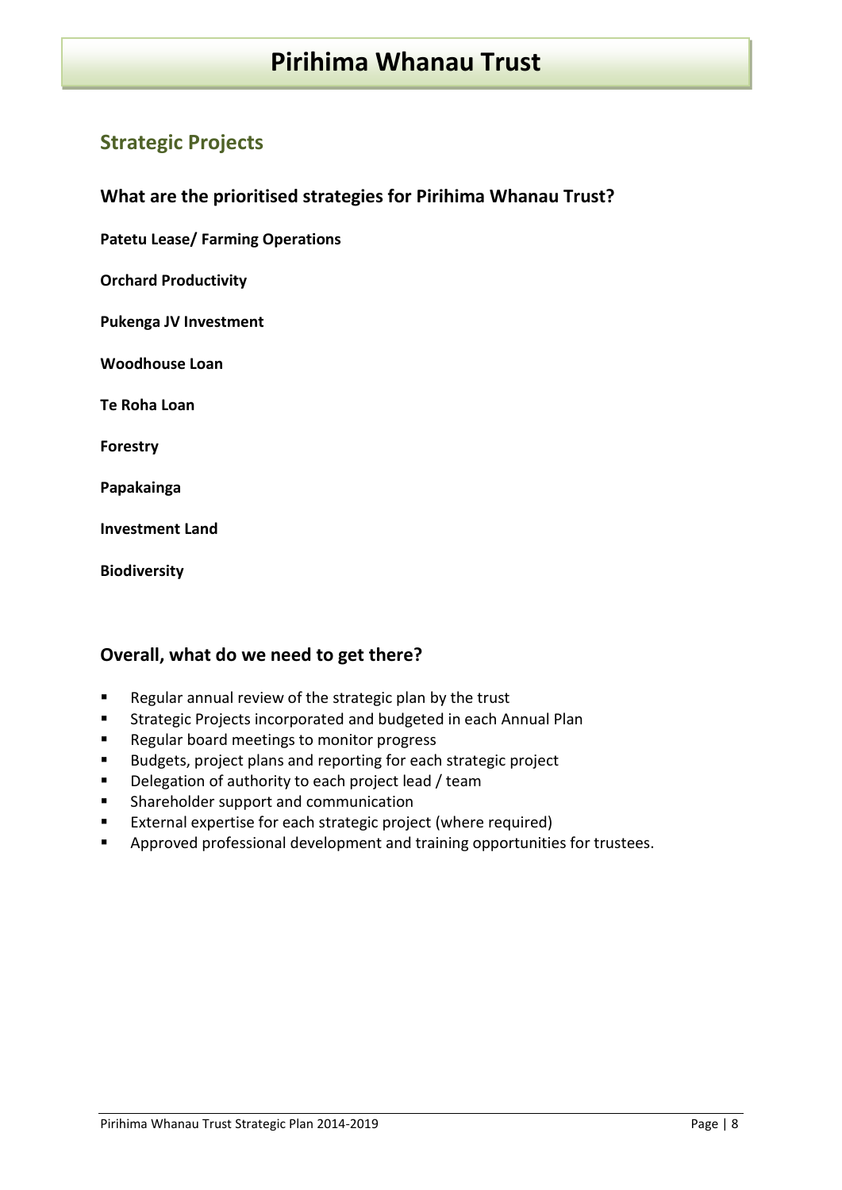## Strategic Projects

### What are the prioritised strategies for Pirihima Whanau Trust?

**Patetu Lease/ Farming Operations**

**Orchard Productivity**

**Pukenga JV Investment**

**Woodhouse Loan**

**Te Roha Loan**

**Forestry**

**Papakainga**

**Investment Land**

**Biodiversity**

### Overall, what do we need to get there?

- Regular annual review of the strategic plan by the trust
- Strategic Projects incorporated and budgeted in each Annual Plan
- Regular board meetings to monitor progress
- Budgets, project plans and reporting for each strategic project
- Delegation of authority to each project lead / team
- Shareholder support and communication
- External expertise for each strategic project (where required)
- Approved professional development and training opportunities for trustees.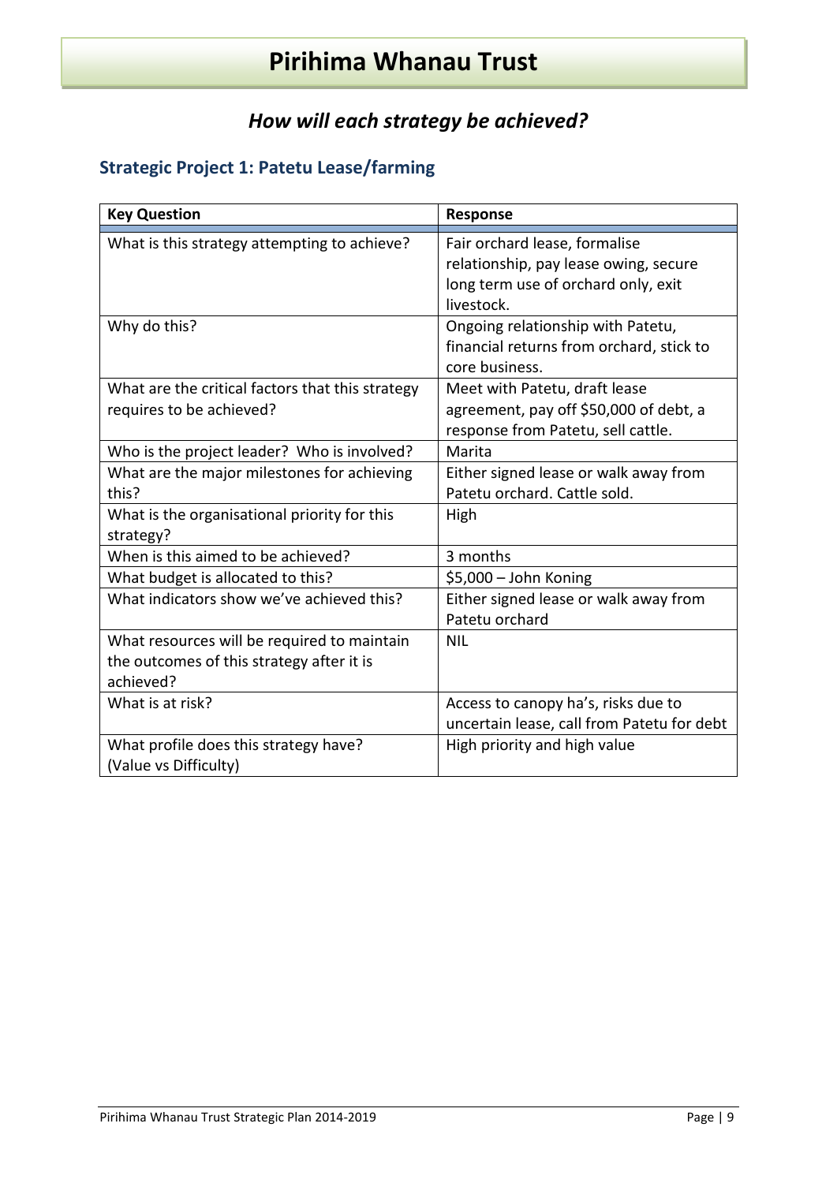# Pirihima Whanau Trust

## *How will each strategy be achieved?*

### Strategic Project 1: Patetu Lease/farming

| Key Question | Response |
| --- | --- |
| What is this strategy attempting to achieve? | Fair orchard lease, formalise relationship, pay lease owing, secure long term use of orchard only, exit livestock. |
| Why do this? | Ongoing relationship with Patetu, financial returns from orchard, stick to core business. |
| What are the critical factors that this strategy requires to be achieved? | Meet with Patetu, draft lease agreement, pay off $50,000 of debt, a response from Patetu, sell cattle. |
| Who is the project leader? Who is involved? | Marita |
| What are the major milestones for achieving this? | Either signed lease or walk away from Patetu orchard. Cattle sold. |
| What is the organisational priority for this strategy? | High |
| When is this aimed to be achieved? | 3 months |
| What budget is allocated to this? | $5,000 – John Koning |
| What indicators show we've achieved this? | Either signed lease or walk away from Patetu orchard |
| What resources will be required to maintain the outcomes of this strategy after it is achieved? | NIL |
| What is at risk? | Access to canopy ha's, risks due to uncertain lease, call from Patetu for debt |
| What profile does this strategy have? (Value vs Difficulty) | High priority and high value |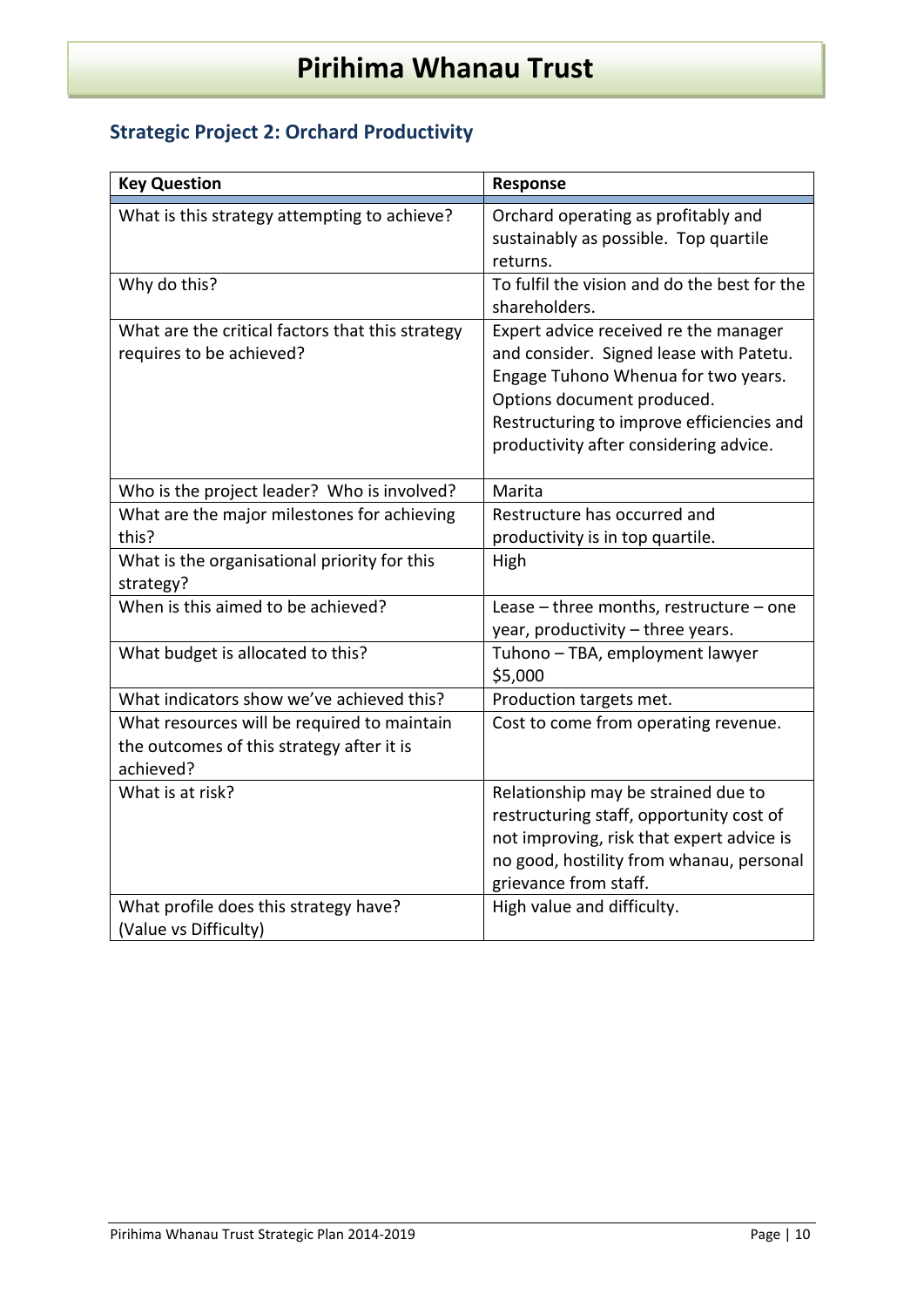# Pirihima Whanau Trust

## Strategic Project 2: Orchard Productivity

| Key Question | Response |
|---|---|
| What is this strategy attempting to achieve? | Orchard operating as profitably and sustainably as possible. Top quartile returns. |
| Why do this? | To fulfil the vision and do the best for the shareholders. |
| What are the critical factors that this strategy requires to be achieved? | Expert advice received re the manager and consider. Signed lease with Patetu. Engage Tuhono Whenua for two years. Options document produced. Restructuring to improve efficiencies and productivity after considering advice. |
| Who is the project leader? Who is involved? | Marita |
| What are the major milestones for achieving this? | Restructure has occurred and productivity is in top quartile. |
| What is the organisational priority for this strategy? | High |
| When is this aimed to be achieved? | Lease – three months, restructure – one year, productivity – three years. |
| What budget is allocated to this? | Tuhono – TBA, employment lawyer $5,000 |
| What indicators show we've achieved this? | Production targets met. |
| What resources will be required to maintain the outcomes of this strategy after it is achieved? | Cost to come from operating revenue. |
| What is at risk? | Relationship may be strained due to restructuring staff, opportunity cost of not improving, risk that expert advice is no good, hostility from whanau, personal grievance from staff. |
| What profile does this strategy have? (Value vs Difficulty) | High value and difficulty. |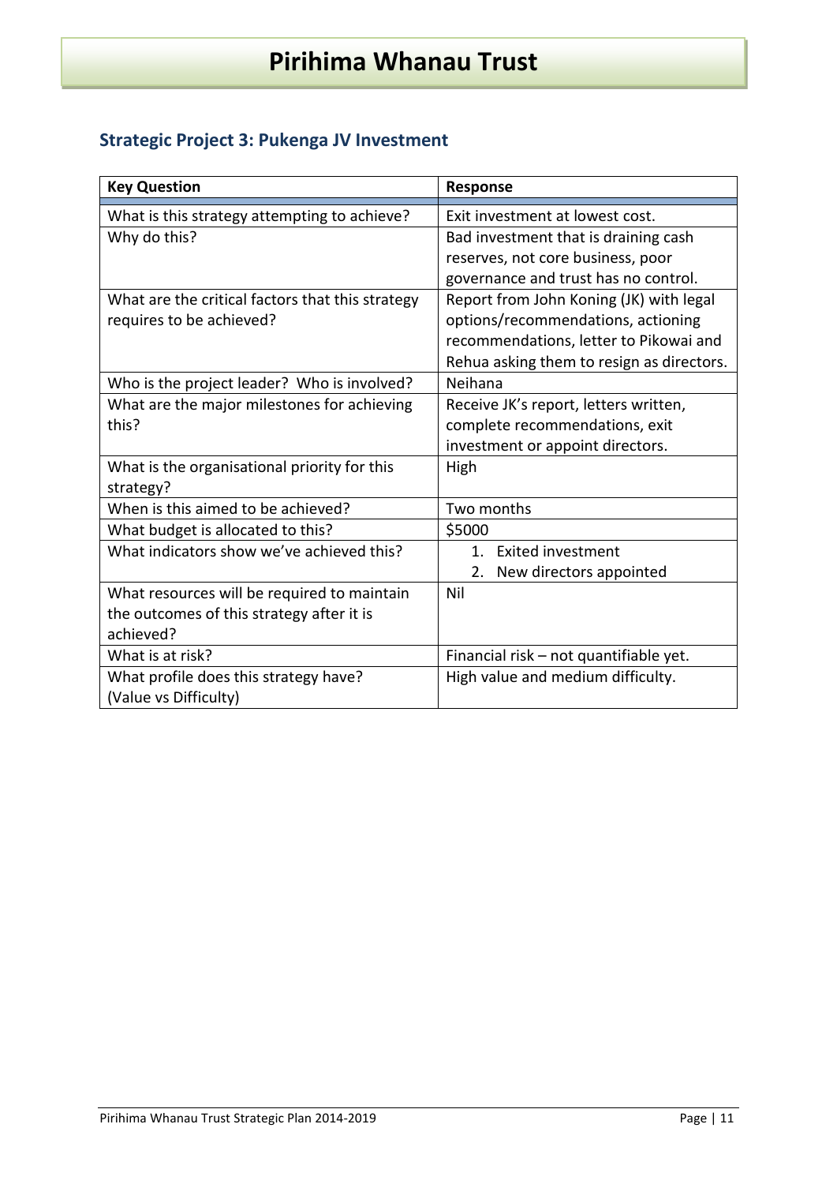# Pirihima Whanau Trust

## Strategic Project 3: Pukenga JV Investment

| Key Question | Response |
|---|---|
| What is this strategy attempting to achieve? | Exit investment at lowest cost. |
| Why do this? | Bad investment that is draining cash reserves, not core business, poor governance and trust has no control. |
| What are the critical factors that this strategy requires to be achieved? | Report from John Koning (JK) with legal options/recommendations, actioning recommendations, letter to Pikowai and Rehua asking them to resign as directors. |
| Who is the project leader? Who is involved? | Neihana |
| What are the major milestones for achieving this? | Receive JK's report, letters written, complete recommendations, exit investment or appoint directors. |
| What is the organisational priority for this strategy? | High |
| When is this aimed to be achieved? | Two months |
| What budget is allocated to this? | $5000 |
| What indicators show we've achieved this? | 1. Exited investment<br>2. New directors appointed |
| What resources will be required to maintain the outcomes of this strategy after it is achieved? | Nil |
| What is at risk? | Financial risk – not quantifiable yet. |
| What profile does this strategy have? (Value vs Difficulty) | High value and medium difficulty. |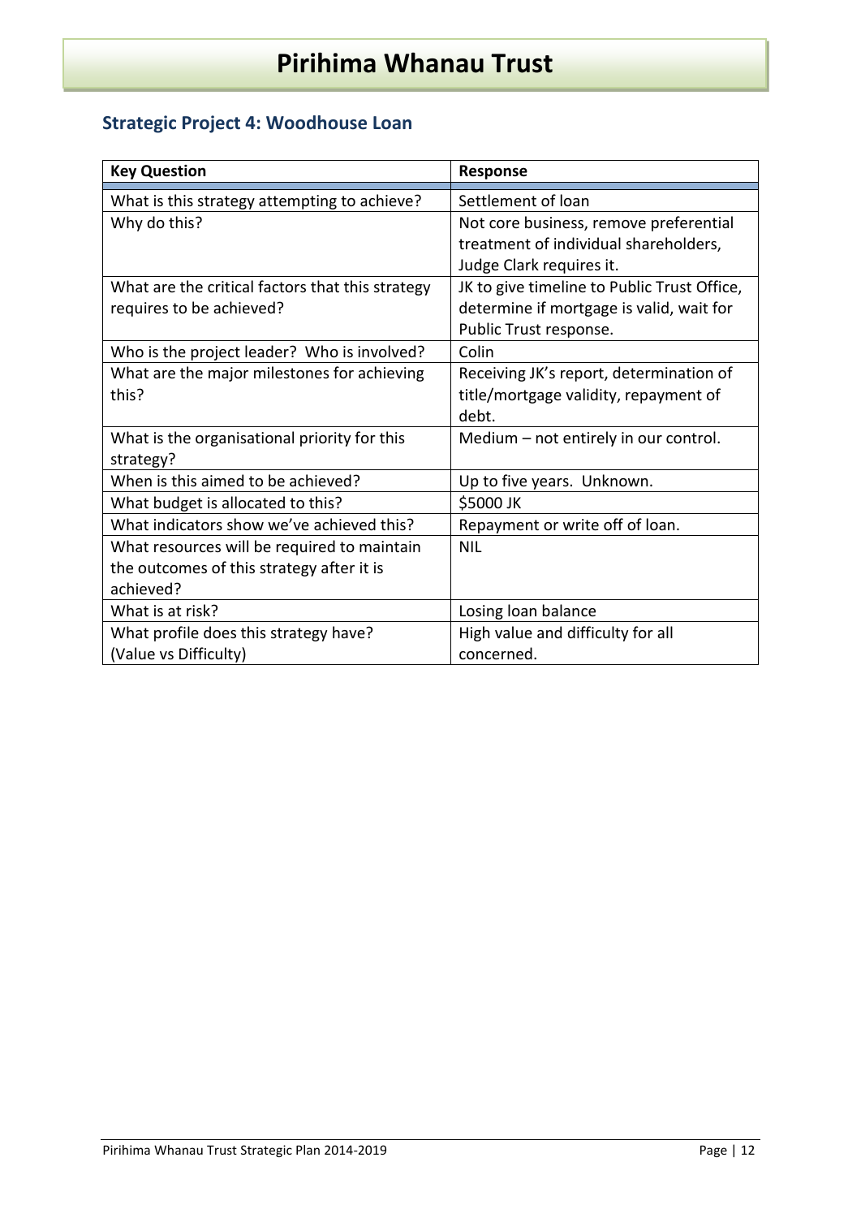## Strategic Project 4: Woodhouse Loan

| Key Question | Response |
| --- | --- |
| What is this strategy attempting to achieve? | Settlement of loan |
| Why do this? | Not core business, remove preferential treatment of individual shareholders, Judge Clark requires it. |
| What are the critical factors that this strategy requires to be achieved? | JK to give timeline to Public Trust Office, determine if mortgage is valid, wait for Public Trust response. |
| Who is the project leader? Who is involved? | Colin |
| What are the major milestones for achieving this? | Receiving JK's report, determination of title/mortgage validity, repayment of debt. |
| What is the organisational priority for this strategy? | Medium – not entirely in our control. |
| When is this aimed to be achieved? | Up to five years. Unknown. |
| What budget is allocated to this? | $5000 JK |
| What indicators show we've achieved this? | Repayment or write off of loan. |
| What resources will be required to maintain the outcomes of this strategy after it is achieved? | NIL |
| What is at risk? | Losing loan balance |
| What profile does this strategy have? (Value vs Difficulty) | High value and difficulty for all concerned. |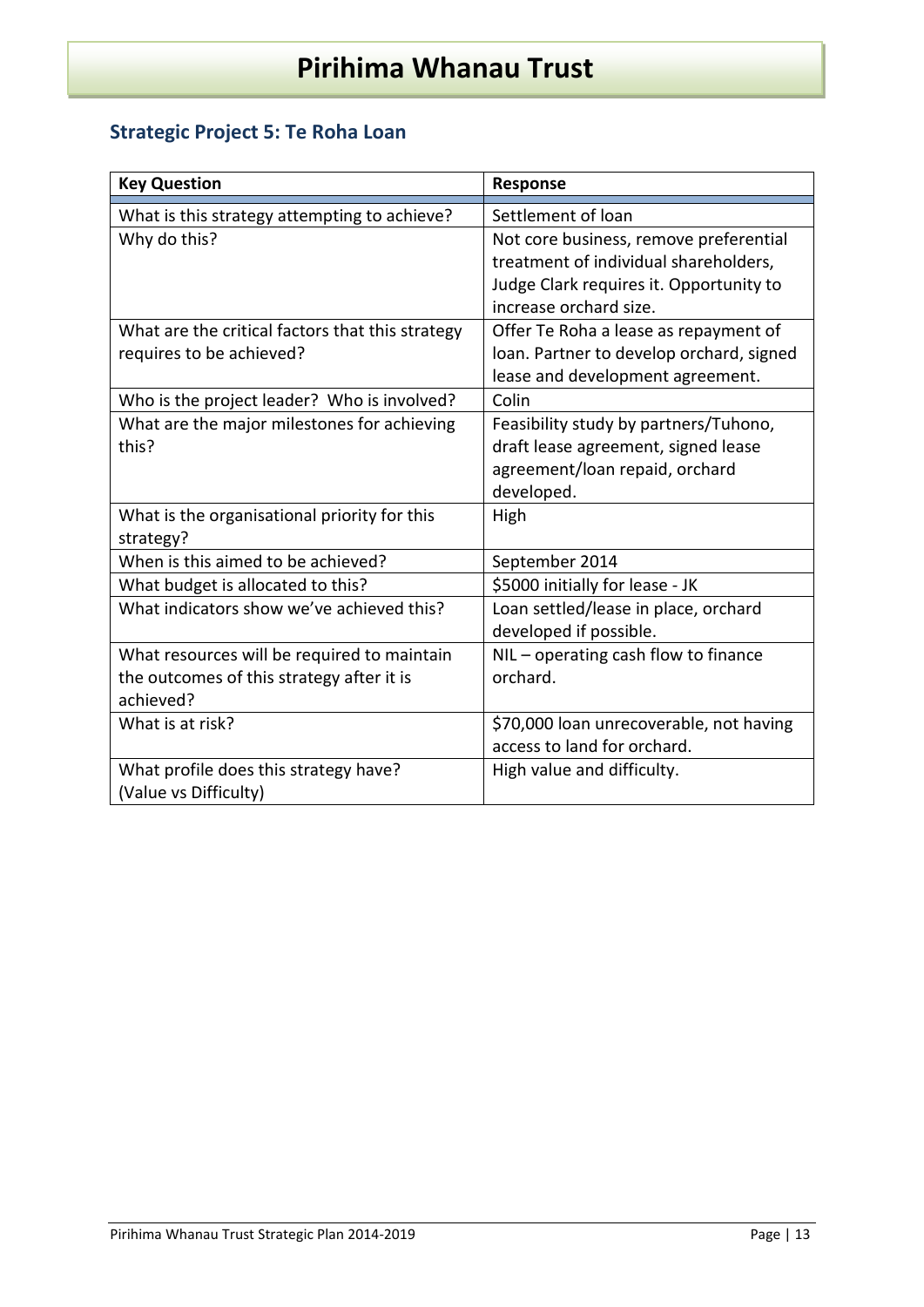# Pirihima Whanau Trust

## Strategic Project 5: Te Roha Loan

| Key Question | Response |
|---|---|
| What is this strategy attempting to achieve? | Settlement of loan |
| Why do this? | Not core business, remove preferential treatment of individual shareholders, Judge Clark requires it. Opportunity to increase orchard size. |
| What are the critical factors that this strategy requires to be achieved? | Offer Te Roha a lease as repayment of loan. Partner to develop orchard, signed lease and development agreement. |
| Who is the project leader? Who is involved? | Colin |
| What are the major milestones for achieving this? | Feasibility study by partners/Tuhono, draft lease agreement, signed lease agreement/loan repaid, orchard developed. |
| What is the organisational priority for this strategy? | High |
| When is this aimed to be achieved? | September 2014 |
| What budget is allocated to this? | $5000 initially for lease - JK |
| What indicators show we've achieved this? | Loan settled/lease in place, orchard developed if possible. |
| What resources will be required to maintain the outcomes of this strategy after it is achieved? | NIL – operating cash flow to finance orchard. |
| What is at risk? | $70,000 loan unrecoverable, not having access to land for orchard. |
| What profile does this strategy have? (Value vs Difficulty) | High value and difficulty. |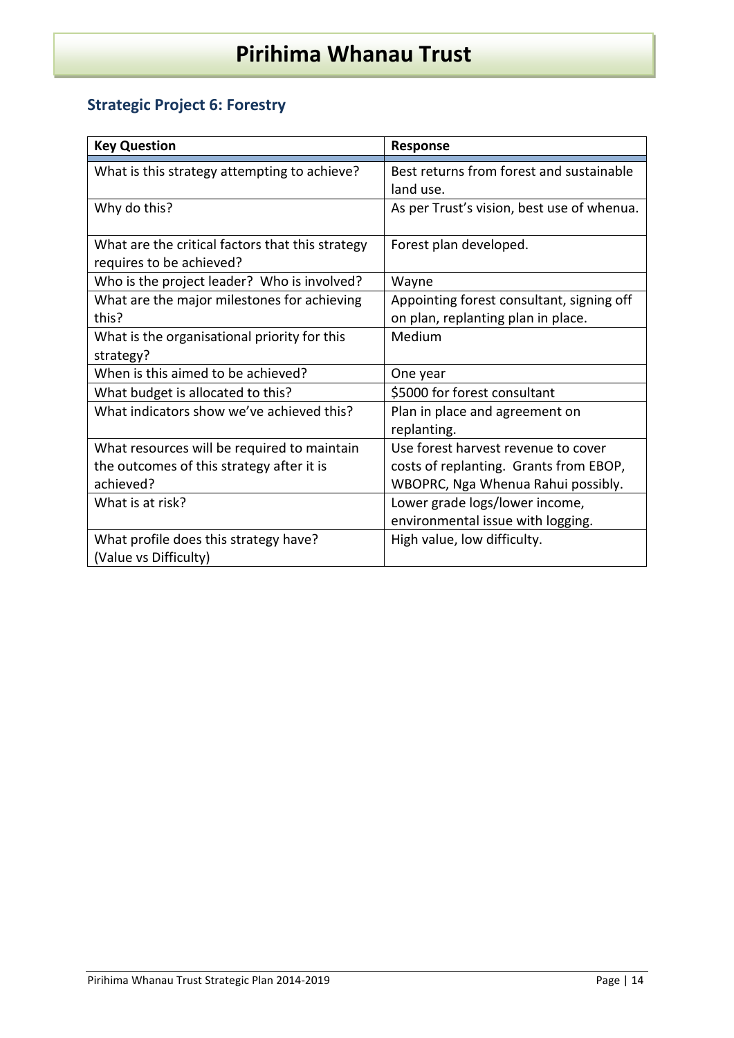# Pirihima Whanau Trust

## Strategic Project 6: Forestry

| Key Question | Response |
|---|---|
| What is this strategy attempting to achieve? | Best returns from forest and sustainable land use. |
| Why do this? | As per Trust's vision, best use of whenua. |
| What are the critical factors that this strategy requires to be achieved? | Forest plan developed. |
| Who is the project leader? Who is involved? | Wayne |
| What are the major milestones for achieving this? | Appointing forest consultant, signing off on plan, replanting plan in place. |
| What is the organisational priority for this strategy? | Medium |
| When is this aimed to be achieved? | One year |
| What budget is allocated to this? | $5000 for forest consultant |
| What indicators show we've achieved this? | Plan in place and agreement on replanting. |
| What resources will be required to maintain the outcomes of this strategy after it is achieved? | Use forest harvest revenue to cover costs of replanting. Grants from EBOP, WBOPRC, Nga Whenua Rahui possibly. |
| What is at risk? | Lower grade logs/lower income, environmental issue with logging. |
| What profile does this strategy have? (Value vs Difficulty) | High value, low difficulty. |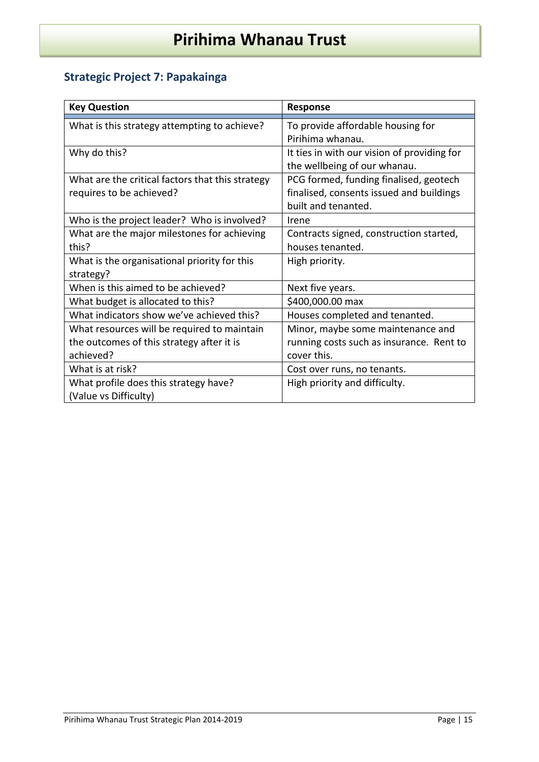# Pirihima Whanau Trust

## Strategic Project 7: Papakainga

| Key Question | Response |
|---|---|
| What is this strategy attempting to achieve? | To provide affordable housing for Pirihima whanau. |
| Why do this? | It ties in with our vision of providing for the wellbeing of our whanau. |
| What are the critical factors that this strategy requires to be achieved? | PCG formed, funding finalised, geotech finalised, consents issued and buildings built and tenanted. |
| Who is the project leader? Who is involved? | Irene |
| What are the major milestones for achieving this? | Contracts signed, construction started, houses tenanted. |
| What is the organisational priority for this strategy? | High priority. |
| When is this aimed to be achieved? | Next five years. |
| What budget is allocated to this? | $400,000.00 max |
| What indicators show we've achieved this? | Houses completed and tenanted. |
| What resources will be required to maintain the outcomes of this strategy after it is achieved? | Minor, maybe some maintenance and running costs such as insurance. Rent to cover this. |
| What is at risk? | Cost over runs, no tenants. |
| What profile does this strategy have? (Value vs Difficulty) | High priority and difficulty. |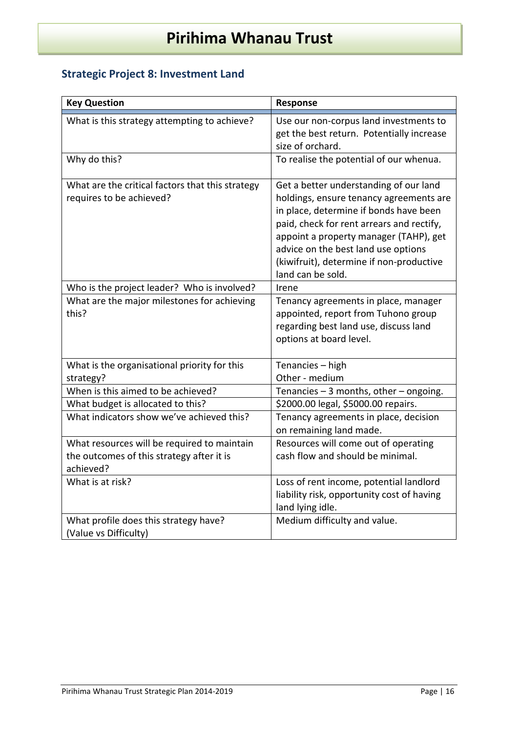# Pirihima Whanau Trust

## Strategic Project 8: Investment Land

| Key Question | Response |
|---|---|
| What is this strategy attempting to achieve? | Use our non-corpus land investments to get the best return. Potentially increase size of orchard. |
| Why do this? | To realise the potential of our whenua. |
| What are the critical factors that this strategy requires to be achieved? | Get a better understanding of our land holdings, ensure tenancy agreements are in place, determine if bonds have been paid, check for rent arrears and rectify, appoint a property manager (TAHP), get advice on the best land use options (kiwifruit), determine if non-productive land can be sold. |
| Who is the project leader? Who is involved? | Irene |
| What are the major milestones for achieving this? | Tenancy agreements in place, manager appointed, report from Tuhono group regarding best land use, discuss land options at board level. |
| What is the organisational priority for this strategy? | Tenancies – high<br>Other - medium |
| When is this aimed to be achieved? | Tenancies – 3 months, other – ongoing. |
| What budget is allocated to this? | $2000.00 legal, $5000.00 repairs. |
| What indicators show we've achieved this? | Tenancy agreements in place, decision on remaining land made. |
| What resources will be required to maintain the outcomes of this strategy after it is achieved? | Resources will come out of operating cash flow and should be minimal. |
| What is at risk? | Loss of rent income, potential landlord liability risk, opportunity cost of having land lying idle. |
| What profile does this strategy have? (Value vs Difficulty) | Medium difficulty and value. |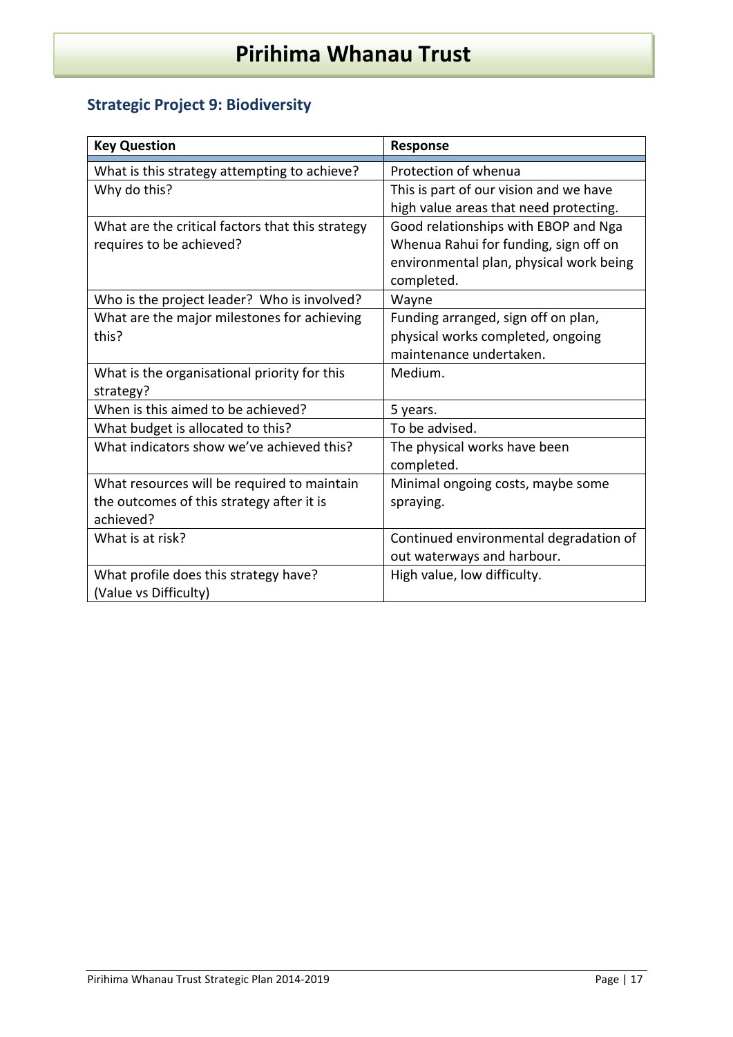# Pirihima Whanau Trust

## Strategic Project 9: Biodiversity

| Key Question | Response |
|---|---|
| What is this strategy attempting to achieve? | Protection of whenua |
| Why do this? | This is part of our vision and we have high value areas that need protecting. |
| What are the critical factors that this strategy requires to be achieved? | Good relationships with EBOP and Nga Whenua Rahui for funding, sign off on environmental plan, physical work being completed. |
| Who is the project leader? Who is involved? | Wayne |
| What are the major milestones for achieving this? | Funding arranged, sign off on plan, physical works completed, ongoing maintenance undertaken. |
| What is the organisational priority for this strategy? | Medium. |
| When is this aimed to be achieved? | 5 years. |
| What budget is allocated to this? | To be advised. |
| What indicators show we've achieved this? | The physical works have been completed. |
| What resources will be required to maintain the outcomes of this strategy after it is achieved? | Minimal ongoing costs, maybe some spraying. |
| What is at risk? | Continued environmental degradation of out waterways and harbour. |
| What profile does this strategy have? (Value vs Difficulty) | High value, low difficulty. |